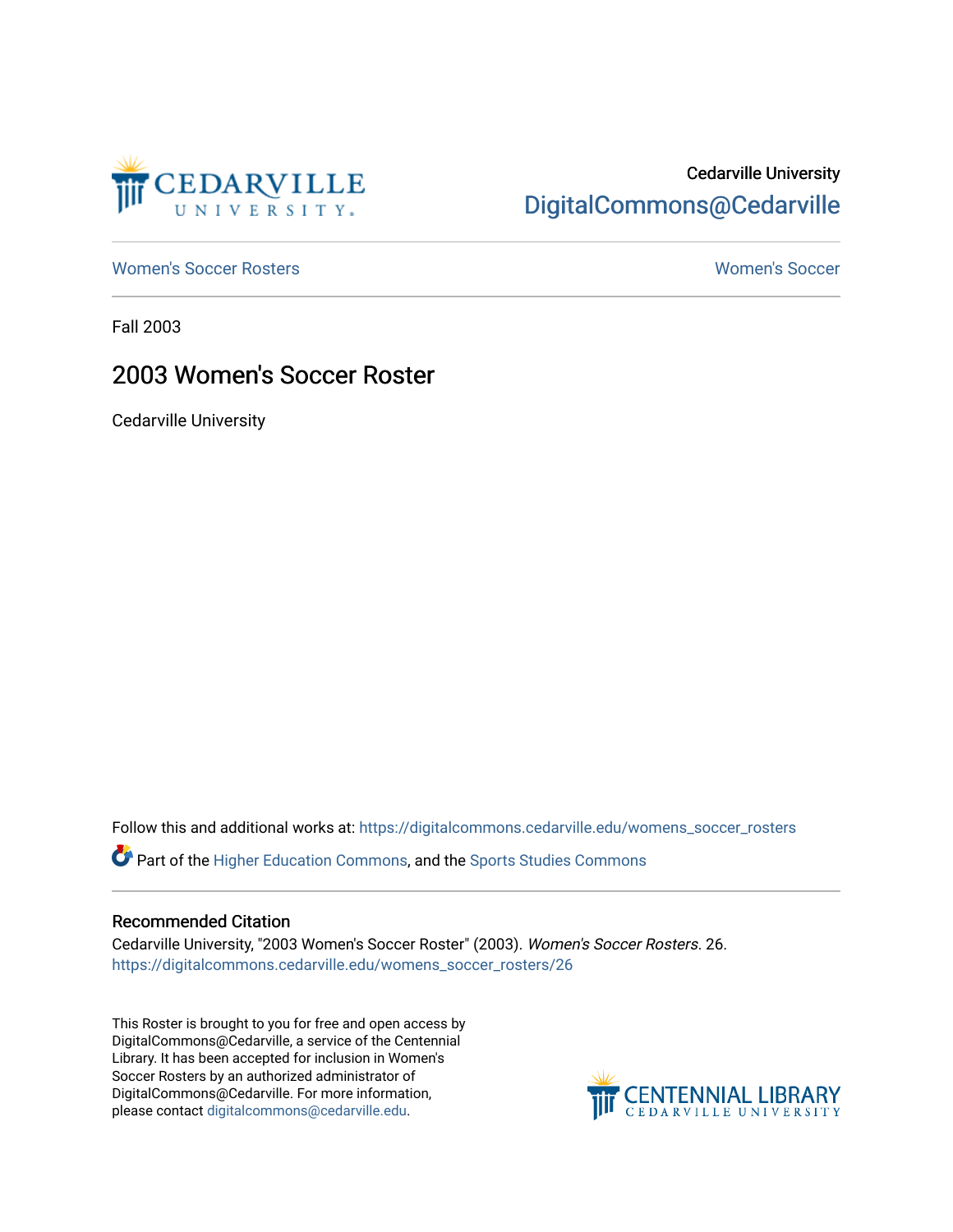Cedarville University

DigitalCommons@Cedarville

Women's Soccer Rosters

Women's Soccer

Fall 2003

# 2003 Women's Soccer Roster

Cedarville University

Follow this and additional works at: https://digitalcommons.cedarville.edu/womens_soccer_rosters

Part of the Higher Education Commons, and the Sports Studies Commons

## Recommended Citation

Cedarville University, "2003 Women's Soccer Roster" (2003). *Women's Soccer Rosters*. 26.
https://digitalcommons.cedarville.edu/womens_soccer_rosters/26

This Roster is brought to you for free and open access by DigitalCommons@Cedarville, a service of the Centennial Library. It has been accepted for inclusion in Women's Soccer Rosters by an authorized administrator of DigitalCommons@Cedarville. For more information, please contact digitalcommons@cedarville.edu.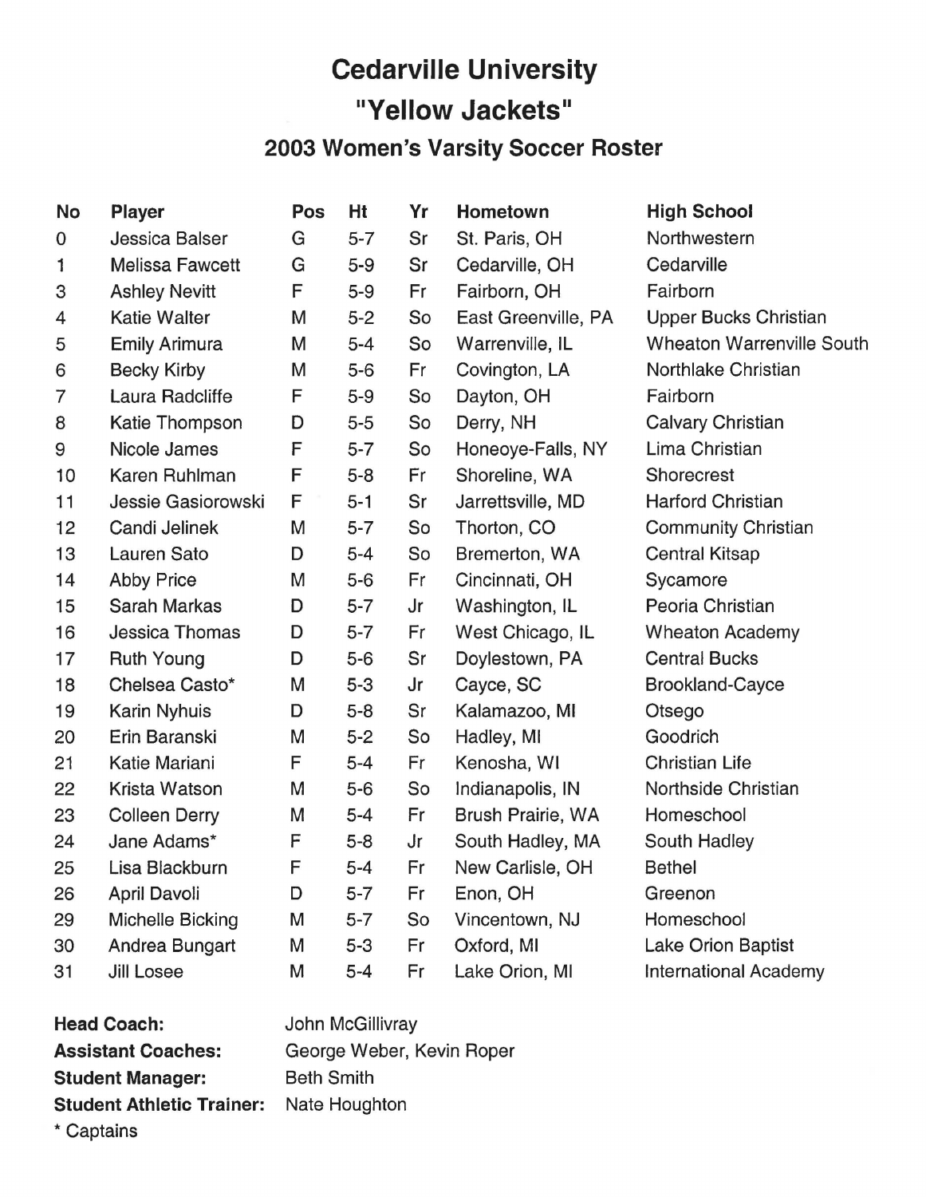# Cedarville University

## "Yellow Jackets"

### 2003 Women's Varsity Soccer Roster

| No | Player | Pos | Ht | Yr | Hometown | High School |
|---|---|---|---|---|---|---|
| 0 | Jessica Balser | G | 5-7 | Sr | St. Paris, OH | Northwestern |
| 1 | Melissa Fawcett | G | 5-9 | Sr | Cedarville, OH | Cedarville |
| 3 | Ashley Nevitt | F | 5-9 | Fr | Fairborn, OH | Fairborn |
| 4 | Katie Walter | M | 5-2 | So | East Greenville, PA | Upper Bucks Christian |
| 5 | Emily Arimura | M | 5-4 | So | Warrenville, IL | Wheaton Warrenville South |
| 6 | Becky Kirby | M | 5-6 | Fr | Covington, LA | Northlake Christian |
| 7 | Laura Radcliffe | F | 5-9 | So | Dayton, OH | Fairborn |
| 8 | Katie Thompson | D | 5-5 | So | Derry, NH | Calvary Christian |
| 9 | Nicole James | F | 5-7 | So | Honeoye-Falls, NY | Lima Christian |
| 10 | Karen Ruhlman | F | 5-8 | Fr | Shoreline, WA | Shorecrest |
| 11 | Jessie Gasiorowski | F | 5-1 | Sr | Jarrettsville, MD | Harford Christian |
| 12 | Candi Jelinek | M | 5-7 | So | Thorton, CO | Community Christian |
| 13 | Lauren Sato | D | 5-4 | So | Bremerton, WA | Central Kitsap |
| 14 | Abby Price | M | 5-6 | Fr | Cincinnati, OH | Sycamore |
| 15 | Sarah Markas | D | 5-7 | Jr | Washington, IL | Peoria Christian |
| 16 | Jessica Thomas | D | 5-7 | Fr | West Chicago, IL | Wheaton Academy |
| 17 | Ruth Young | D | 5-6 | Sr | Doylestown, PA | Central Bucks |
| 18 | Chelsea Casto* | M | 5-3 | Jr | Cayce, SC | Brookland-Cayce |
| 19 | Karin Nyhuis | D | 5-8 | Sr | Kalamazoo, MI | Otsego |
| 20 | Erin Baranski | M | 5-2 | So | Hadley, MI | Goodrich |
| 21 | Katie Mariani | F | 5-4 | Fr | Kenosha, WI | Christian Life |
| 22 | Krista Watson | M | 5-6 | So | Indianapolis, IN | Northside Christian |
| 23 | Colleen Derry | M | 5-4 | Fr | Brush Prairie, WA | Homeschool |
| 24 | Jane Adams* | F | 5-8 | Jr | South Hadley, MA | South Hadley |
| 25 | Lisa Blackburn | F | 5-4 | Fr | New Carlisle, OH | Bethel |
| 26 | April Davoli | D | 5-7 | Fr | Enon, OH | Greenon |
| 29 | Michelle Bicking | M | 5-7 | So | Vincentown, NJ | Homeschool |
| 30 | Andrea Bungart | M | 5-3 | Fr | Oxford, MI | Lake Orion Baptist |
| 31 | Jill Losee | M | 5-4 | Fr | Lake Orion, MI | International Academy |

**Head Coach:** John McGillivray
**Assistant Coaches:** George Weber, Kevin Roper
**Student Manager:** Beth Smith
**Student Athletic Trainer:** Nate Houghton

* Captains